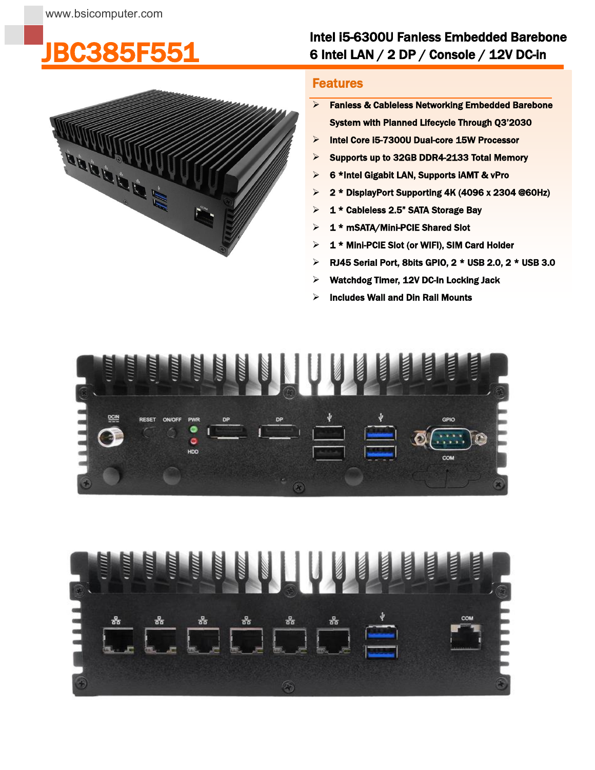www.bsicomputer.com

# JBC385F551

## Intel i5-6300U Fanless Embedded Barebone
## 6 Intel LAN / 2 DP / Console / 12V DC-in

### Features

- Fanless & Cableless Networking Embedded Barebone System with Planned Lifecycle Through Q3'2030
- Intel Core i5-7300U Dual-core 15W Processor
- Supports up to 32GB DDR4-2133 Total Memory
- 6 *Intel Gigabit LAN, Supports iAMT & vPro
- 2 * DisplayPort Supporting 4K (4096 x 2304 @60Hz)
- 1 * Cableless 2.5" SATA Storage Bay
- 1 * mSATA/Mini-PCIE Shared Slot
- 1 * Mini-PCIE Slot (or WIFI), SIM Card Holder
- RJ45 Serial Port, 8bits GPIO, 2 * USB 2.0, 2 * USB 3.0
- Watchdog Timer, 12V DC-In Locking Jack
- Includes Wall and Din Rail Mounts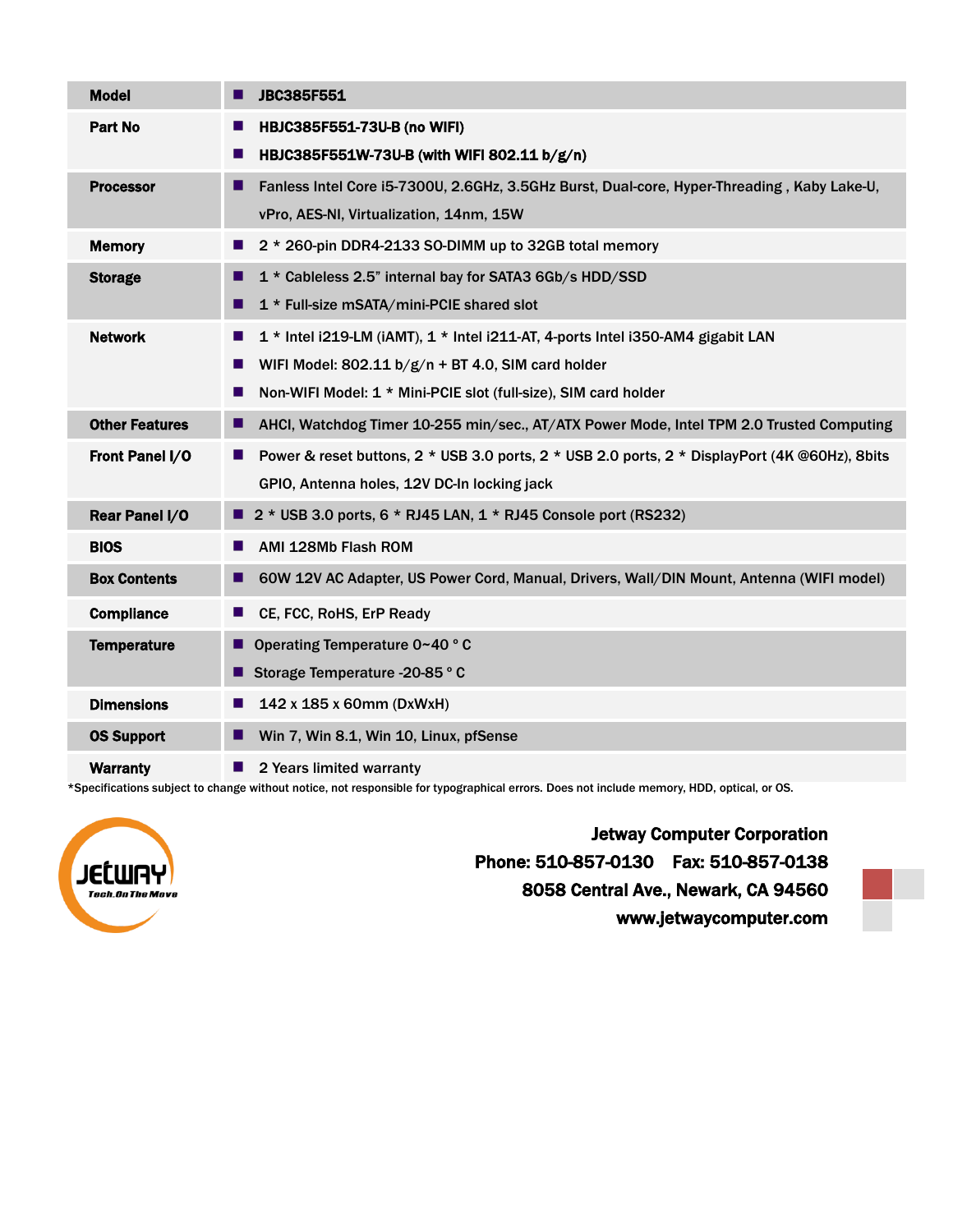| | |
|---|---|
| **Model** | **JBC385F551** |
| **Part No** | **HBJC385F551-73U-B (no WIFI)**<br>**HBJC385F551W-73U-B (with WIFI 802.11 b/g/n)** |
| **Processor** | Fanless Intel Core i5-7300U, 2.6GHz, 3.5GHz Burst, Dual-core, Hyper-Threading , Kaby Lake-U, vPro, AES-NI, Virtualization, 14nm, 15W |
| **Memory** | 2 * 260-pin DDR4-2133 SO-DIMM up to 32GB total memory |
| **Storage** | 1 * Cableless 2.5" internal bay for SATA3 6Gb/s HDD/SSD<br>1 * Full-size mSATA/mini-PCIE shared slot |
| **Network** | 1 * Intel i219-LM (iAMT), 1 * Intel i211-AT, 4-ports Intel i350-AM4 gigabit LAN<br>WIFI Model: 802.11 b/g/n + BT 4.0, SIM card holder<br>Non-WIFI Model: 1 * Mini-PCIE slot (full-size), SIM card holder |
| **Other Features** | AHCI, Watchdog Timer 10-255 min/sec., AT/ATX Power Mode, Intel TPM 2.0 Trusted Computing |
| **Front Panel I/O** | Power & reset buttons, 2 * USB 3.0 ports, 2 * USB 2.0 ports, 2 * DisplayPort (4K @60Hz), 8bits GPIO, Antenna holes, 12V DC-In locking jack |
| **Rear Panel I/O** | 2 * USB 3.0 ports, 6 * RJ45 LAN, 1 * RJ45 Console port (RS232) |
| **BIOS** | AMI 128Mb Flash ROM |
| **Box Contents** | 60W 12V AC Adapter, US Power Cord, Manual, Drivers, Wall/DIN Mount, Antenna (WIFI model) |
| **Compliance** | CE, FCC, RoHS, ErP Ready |
| **Temperature** | Operating Temperature 0~40 ° C<br>Storage Temperature -20-85 ° C |
| **Dimensions** | 142 x 185 x 60mm (DxWxH) |
| **OS Support** | Win 7, Win 8.1, Win 10, Linux, pfSense |
| **Warranty** | 2 Years limited warranty |

*Specifications subject to change without notice, not responsible for typographical errors. Does not include memory, HDD, optical, or OS.

JETWAY Tech.On The Move

**Jetway Computer Corporation**
**Phone: 510-857-0130 Fax: 510-857-0138**
**8058 Central Ave., Newark, CA 94560**
**www.jetwaycomputer.com**